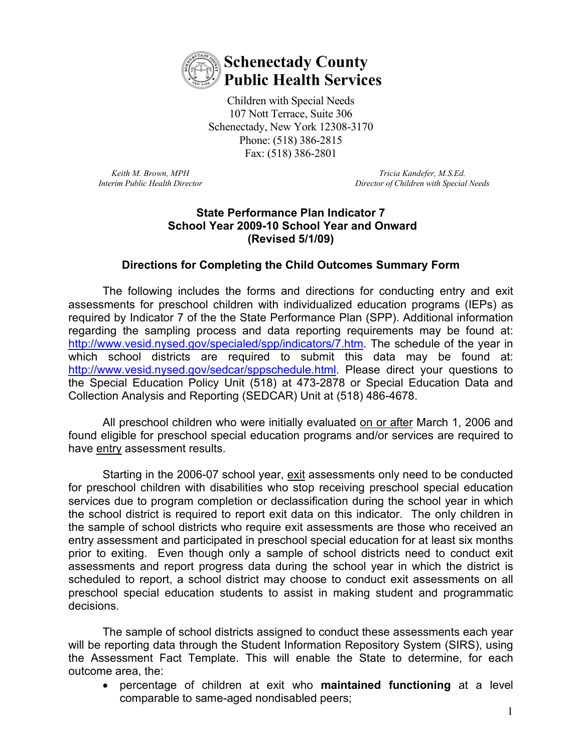# Schenectady County Public Health Services

Children with Special Needs
107 Nott Terrace, Suite 306
Schenectady, New York 12308-3170
Phone: (518) 386-2815
Fax: (518) 386-2801

*Keith M. Brown, MPH*
*Interim Public Health Director*

*Tricia Kandefer, M.S.Ed.*
*Director of Children with Special Needs*

## State Performance Plan Indicator 7
## School Year 2009-10 School Year and Onward
## (Revised 5/1/09)

### Directions for Completing the Child Outcomes Summary Form

The following includes the forms and directions for conducting entry and exit assessments for preschool children with individualized education programs (IEPs) as required by Indicator 7 of the the State Performance Plan (SPP). Additional information regarding the sampling process and data reporting requirements may be found at: http://www.vesid.nysed.gov/specialed/spp/indicators/7.htm. The schedule of the year in which school districts are required to submit this data may be found at: http://www.vesid.nysed.gov/sedcar/sppschedule.html. Please direct your questions to the Special Education Policy Unit (518) at 473-2878 or Special Education Data and Collection Analysis and Reporting (SEDCAR) Unit at (518) 486-4678.

All preschool children who were initially evaluated on or after March 1, 2006 and found eligible for preschool special education programs and/or services are required to have entry assessment results.

Starting in the 2006-07 school year, exit assessments only need to be conducted for preschool children with disabilities who stop receiving preschool special education services due to program completion or declassification during the school year in which the school district is required to report exit data on this indicator. The only children in the sample of school districts who require exit assessments are those who received an entry assessment and participated in preschool special education for at least six months prior to exiting. Even though only a sample of school districts need to conduct exit assessments and report progress data during the school year in which the district is scheduled to report, a school district may choose to conduct exit assessments on all preschool special education students to assist in making student and programmatic decisions.

The sample of school districts assigned to conduct these assessments each year will be reporting data through the Student Information Repository System (SIRS), using the Assessment Fact Template. This will enable the State to determine, for each outcome area, the:

- percentage of children at exit who **maintained functioning** at a level comparable to same-aged nondisabled peers;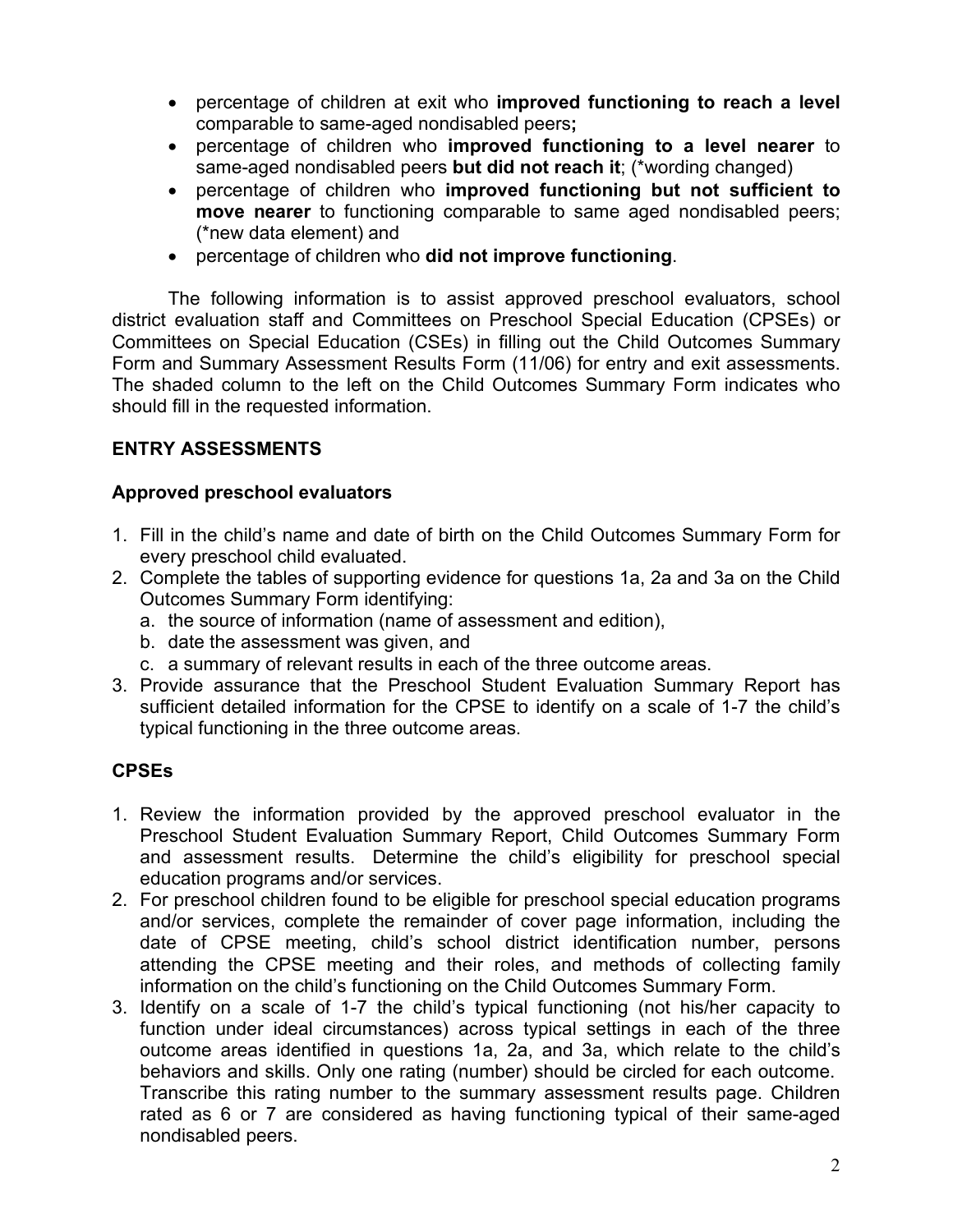- percentage of children at exit who **improved functioning to reach a level** comparable to same-aged nondisabled peers**;**
- percentage of children who **improved functioning to a level nearer** to same-aged nondisabled peers **but did not reach it**; (*wording changed)
- percentage of children who **improved functioning but not sufficient to move nearer** to functioning comparable to same aged nondisabled peers; (*new data element) and
- percentage of children who **did not improve functioning**.

The following information is to assist approved preschool evaluators, school district evaluation staff and Committees on Preschool Special Education (CPSEs) or Committees on Special Education (CSEs) in filling out the Child Outcomes Summary Form and Summary Assessment Results Form (11/06) for entry and exit assessments. The shaded column to the left on the Child Outcomes Summary Form indicates who should fill in the requested information.

**ENTRY ASSESSMENTS**

**Approved preschool evaluators**

1. Fill in the child's name and date of birth on the Child Outcomes Summary Form for every preschool child evaluated.
2. Complete the tables of supporting evidence for questions 1a, 2a and 3a on the Child Outcomes Summary Form identifying:
   a. the source of information (name of assessment and edition),
   b. date the assessment was given, and
   c. a summary of relevant results in each of the three outcome areas.
3. Provide assurance that the Preschool Student Evaluation Summary Report has sufficient detailed information for the CPSE to identify on a scale of 1-7 the child's typical functioning in the three outcome areas.

**CPSEs**

1. Review the information provided by the approved preschool evaluator in the Preschool Student Evaluation Summary Report, Child Outcomes Summary Form and assessment results. Determine the child's eligibility for preschool special education programs and/or services.
2. For preschool children found to be eligible for preschool special education programs and/or services, complete the remainder of cover page information, including the date of CPSE meeting, child's school district identification number, persons attending the CPSE meeting and their roles, and methods of collecting family information on the child's functioning on the Child Outcomes Summary Form.
3. Identify on a scale of 1-7 the child's typical functioning (not his/her capacity to function under ideal circumstances) across typical settings in each of the three outcome areas identified in questions 1a, 2a, and 3a, which relate to the child's behaviors and skills. Only one rating (number) should be circled for each outcome. Transcribe this rating number to the summary assessment results page. Children rated as 6 or 7 are considered as having functioning typical of their same-aged nondisabled peers.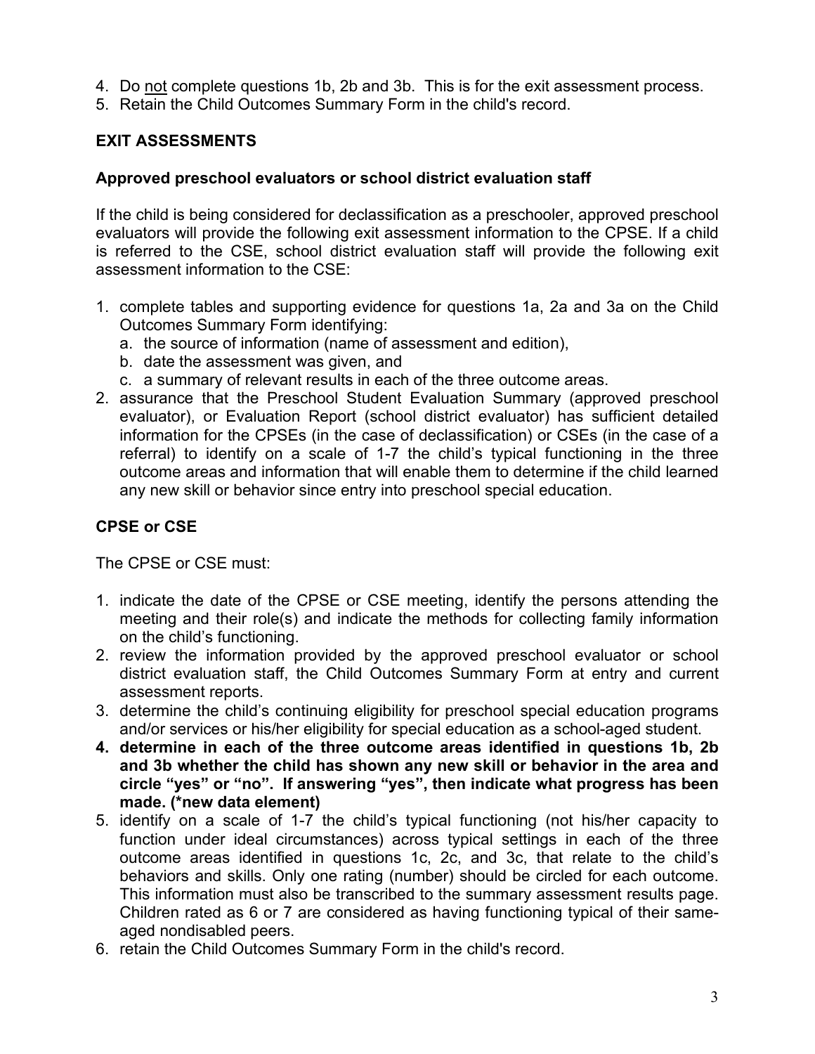4. Do <u>not</u> complete questions 1b, 2b and 3b. This is for the exit assessment process.
5. Retain the Child Outcomes Summary Form in the child's record.

## EXIT ASSESSMENTS

### Approved preschool evaluators or school district evaluation staff

If the child is being considered for declassification as a preschooler, approved preschool evaluators will provide the following exit assessment information to the CPSE. If a child is referred to the CSE, school district evaluation staff will provide the following exit assessment information to the CSE:

1. complete tables and supporting evidence for questions 1a, 2a and 3a on the Child Outcomes Summary Form identifying:
   a. the source of information (name of assessment and edition),
   b. date the assessment was given, and
   c. a summary of relevant results in each of the three outcome areas.
2. assurance that the Preschool Student Evaluation Summary (approved preschool evaluator), or Evaluation Report (school district evaluator) has sufficient detailed information for the CPSEs (in the case of declassification) or CSEs (in the case of a referral) to identify on a scale of 1-7 the child's typical functioning in the three outcome areas and information that will enable them to determine if the child learned any new skill or behavior since entry into preschool special education.

### CPSE or CSE

The CPSE or CSE must:

1. indicate the date of the CPSE or CSE meeting, identify the persons attending the meeting and their role(s) and indicate the methods for collecting family information on the child's functioning.
2. review the information provided by the approved preschool evaluator or school district evaluation staff, the Child Outcomes Summary Form at entry and current assessment reports.
3. determine the child's continuing eligibility for preschool special education programs and/or services or his/her eligibility for special education as a school-aged student.
4. **determine in each of the three outcome areas identified in questions 1b, 2b and 3b whether the child has shown any new skill or behavior in the area and circle "yes" or "no". If answering "yes", then indicate what progress has been made. (*new data element)**
5. identify on a scale of 1-7 the child's typical functioning (not his/her capacity to function under ideal circumstances) across typical settings in each of the three outcome areas identified in questions 1c, 2c, and 3c, that relate to the child's behaviors and skills. Only one rating (number) should be circled for each outcome. This information must also be transcribed to the summary assessment results page. Children rated as 6 or 7 are considered as having functioning typical of their same-aged nondisabled peers.
6. retain the Child Outcomes Summary Form in the child's record.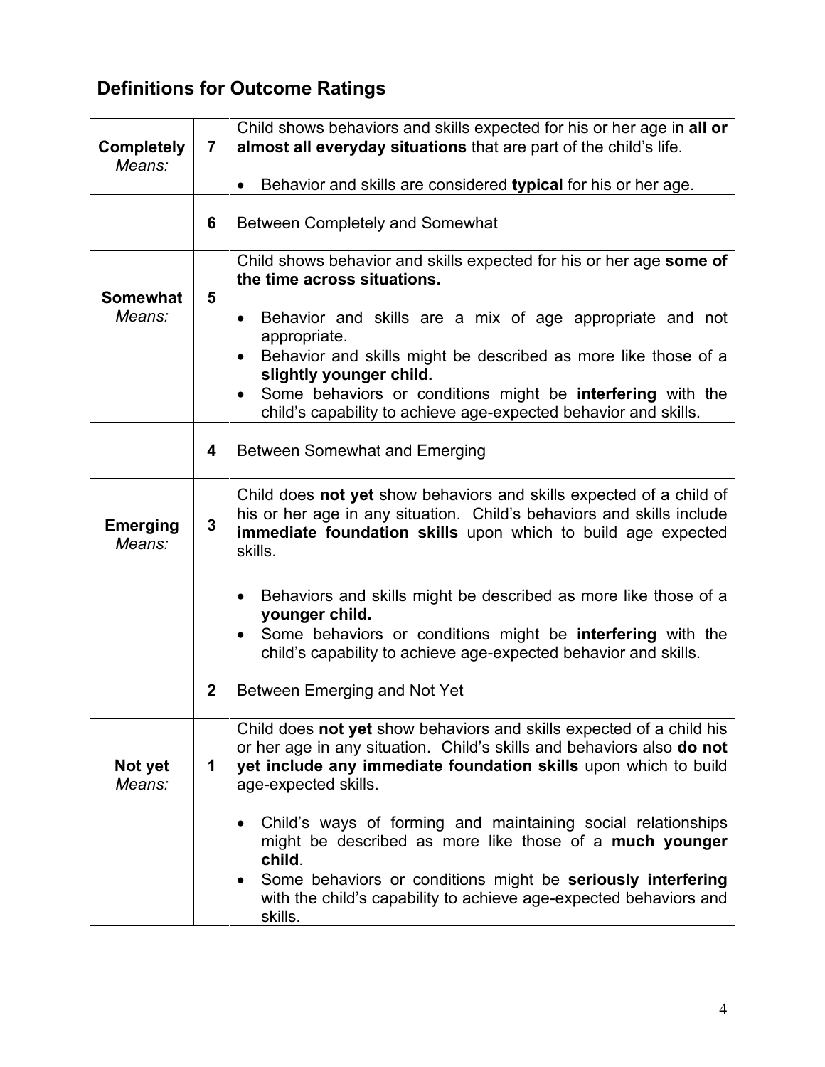## Definitions for Outcome Ratings

| | | |
|---|---|---|
| **Completely** *Means:* | **7** | Child shows behaviors and skills expected for his or her age in **all or almost all everyday situations** that are part of the child's life.<br><br>• Behavior and skills are considered **typical** for his or her age. |
| | **6** | Between Completely and Somewhat |
| **Somewhat** *Means:* | **5** | Child shows behavior and skills expected for his or her age **some of the time across situations.**<br><br>• Behavior and skills are a mix of age appropriate and not appropriate.<br>• Behavior and skills might be described as more like those of a **slightly younger child.**<br>• Some behaviors or conditions might be **interfering** with the child's capability to achieve age-expected behavior and skills. |
| | **4** | Between Somewhat and Emerging |
| **Emerging** *Means:* | **3** | Child does **not yet** show behaviors and skills expected of a child of his or her age in any situation. Child's behaviors and skills include **immediate foundation skills** upon which to build age expected skills.<br><br>• Behaviors and skills might be described as more like those of a **younger child.**<br>• Some behaviors or conditions might be **interfering** with the child's capability to achieve age-expected behavior and skills. |
| | **2** | Between Emerging and Not Yet |
| **Not yet** *Means:* | **1** | Child does **not yet** show behaviors and skills expected of a child his or her age in any situation. Child's skills and behaviors also **do not yet include any immediate foundation skills** upon which to build age-expected skills.<br><br>• Child's ways of forming and maintaining social relationships might be described as more like those of a **much younger child**.<br>• Some behaviors or conditions might be **seriously interfering** with the child's capability to achieve age-expected behaviors and skills. |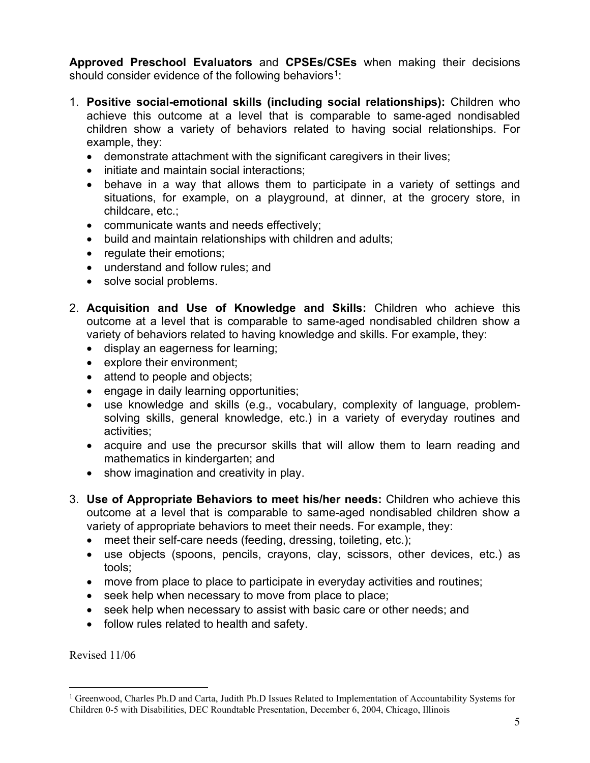**Approved Preschool Evaluators** and **CPSEs/CSEs** when making their decisions should consider evidence of the following behaviors[1]:

1. **Positive social-emotional skills (including social relationships):** Children who achieve this outcome at a level that is comparable to same-aged nondisabled children show a variety of behaviors related to having social relationships. For example, they:
   - demonstrate attachment with the significant caregivers in their lives;
   - initiate and maintain social interactions;
   - behave in a way that allows them to participate in a variety of settings and situations, for example, on a playground, at dinner, at the grocery store, in childcare, etc.;
   - communicate wants and needs effectively;
   - build and maintain relationships with children and adults;
   - regulate their emotions;
   - understand and follow rules; and
   - solve social problems.

2. **Acquisition and Use of Knowledge and Skills:** Children who achieve this outcome at a level that is comparable to same-aged nondisabled children show a variety of behaviors related to having knowledge and skills. For example, they:
   - display an eagerness for learning;
   - explore their environment;
   - attend to people and objects;
   - engage in daily learning opportunities;
   - use knowledge and skills (e.g., vocabulary, complexity of language, problem-solving skills, general knowledge, etc.) in a variety of everyday routines and activities;
   - acquire and use the precursor skills that will allow them to learn reading and mathematics in kindergarten; and
   - show imagination and creativity in play.

3. **Use of Appropriate Behaviors to meet his/her needs:** Children who achieve this outcome at a level that is comparable to same-aged nondisabled children show a variety of appropriate behaviors to meet their needs. For example, they:
   - meet their self-care needs (feeding, dressing, toileting, etc.);
   - use objects (spoons, pencils, crayons, clay, scissors, other devices, etc.) as tools;
   - move from place to place to participate in everyday activities and routines;
   - seek help when necessary to move from place to place;
   - seek help when necessary to assist with basic care or other needs; and
   - follow rules related to health and safety.

Revised 11/06

[1] Greenwood, Charles Ph.D and Carta, Judith Ph.D Issues Related to Implementation of Accountability Systems for Children 0-5 with Disabilities, DEC Roundtable Presentation, December 6, 2004, Chicago, Illinois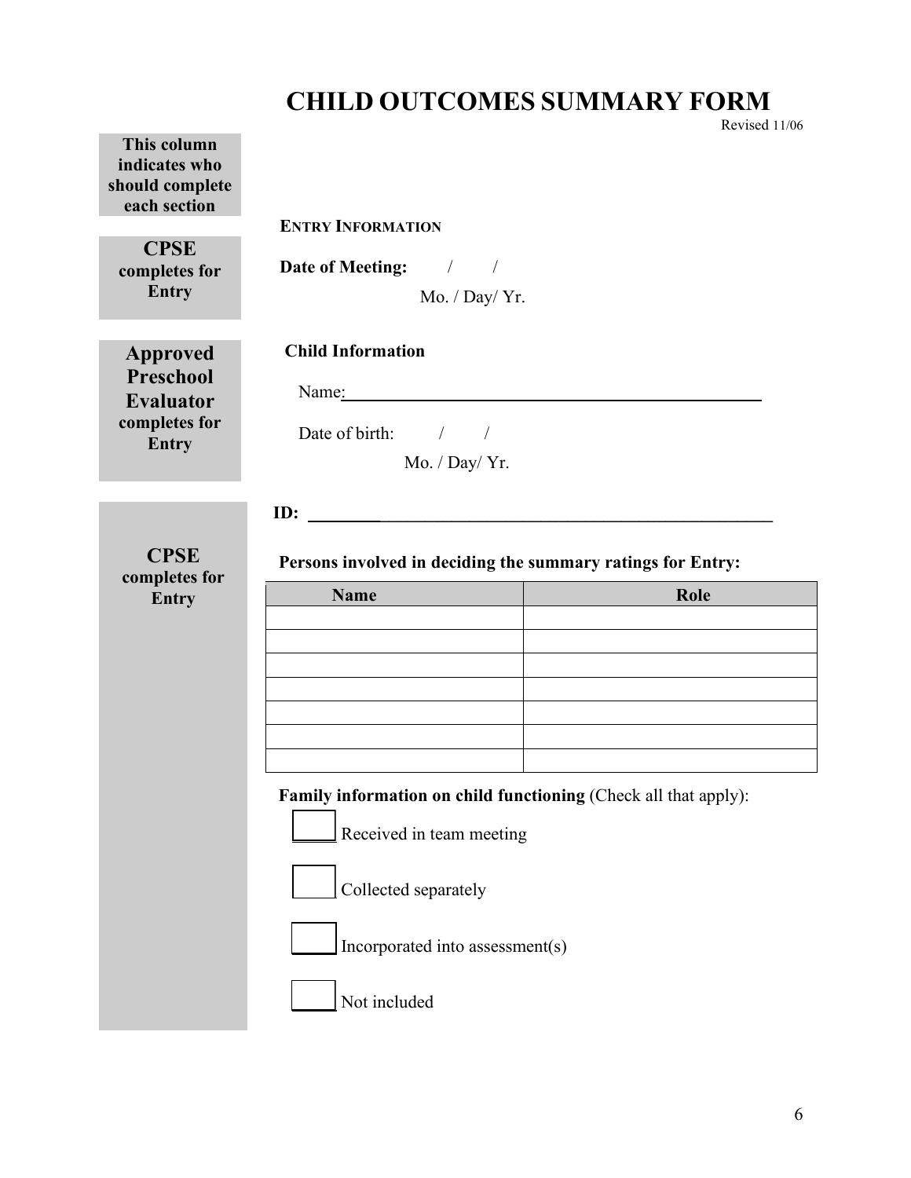# CHILD OUTCOMES SUMMARY FORM

Revised 11/06

**This column indicates who should complete each section**

**CPSE completes for Entry**

**ENTRY INFORMATION**

**Date of Meeting:** / /

Mo. / Day/ Yr.

**Approved Preschool Evaluator completes for Entry**

**Child Information**

Name: ___________________________________________

Date of birth: / /

Mo. / Day/ Yr.

**CPSE completes for Entry**

**ID:** ___________________________________________

**Persons involved in deciding the summary ratings for Entry:**

| Name | Role |
|---|---|
| | |
| | |
| | |
| | |
| | |
| | |
| | |

**Family information on child functioning** (Check all that apply):

- ☐ Received in team meeting
- ☐ Collected separately
- ☐ Incorporated into assessment(s)
- ☐ Not included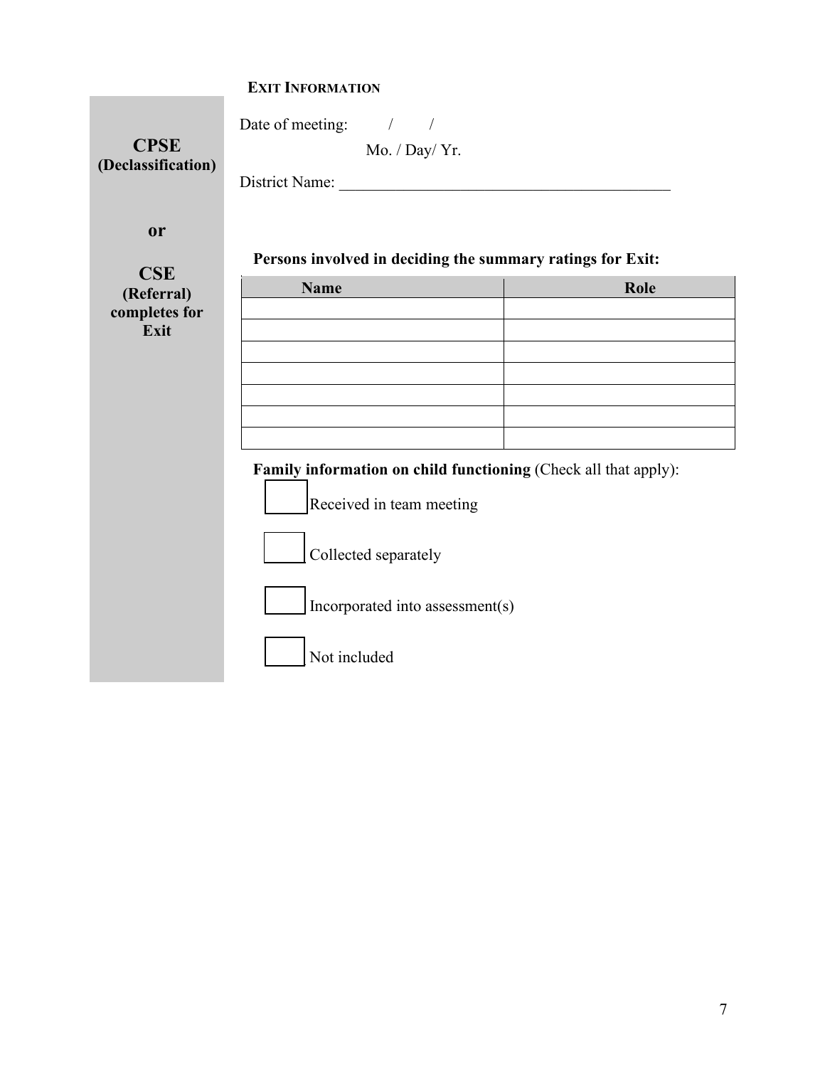## EXIT INFORMATION

**CPSE**
**(Declassification)**

**or**

**CSE**
**(Referral)**
**completes for**
**Exit**

Date of meeting: / /
Mo. / Day/ Yr.

District Name: ___________________________________________

**Persons involved in deciding the summary ratings for Exit:**

| Name | Role |
|---|---|
| | |
| | |
| | |
| | |
| | |
| | |
| | |

**Family information on child functioning** (Check all that apply):

☐ Received in team meeting

☐ Collected separately

☐ Incorporated into assessment(s)

☐ Not included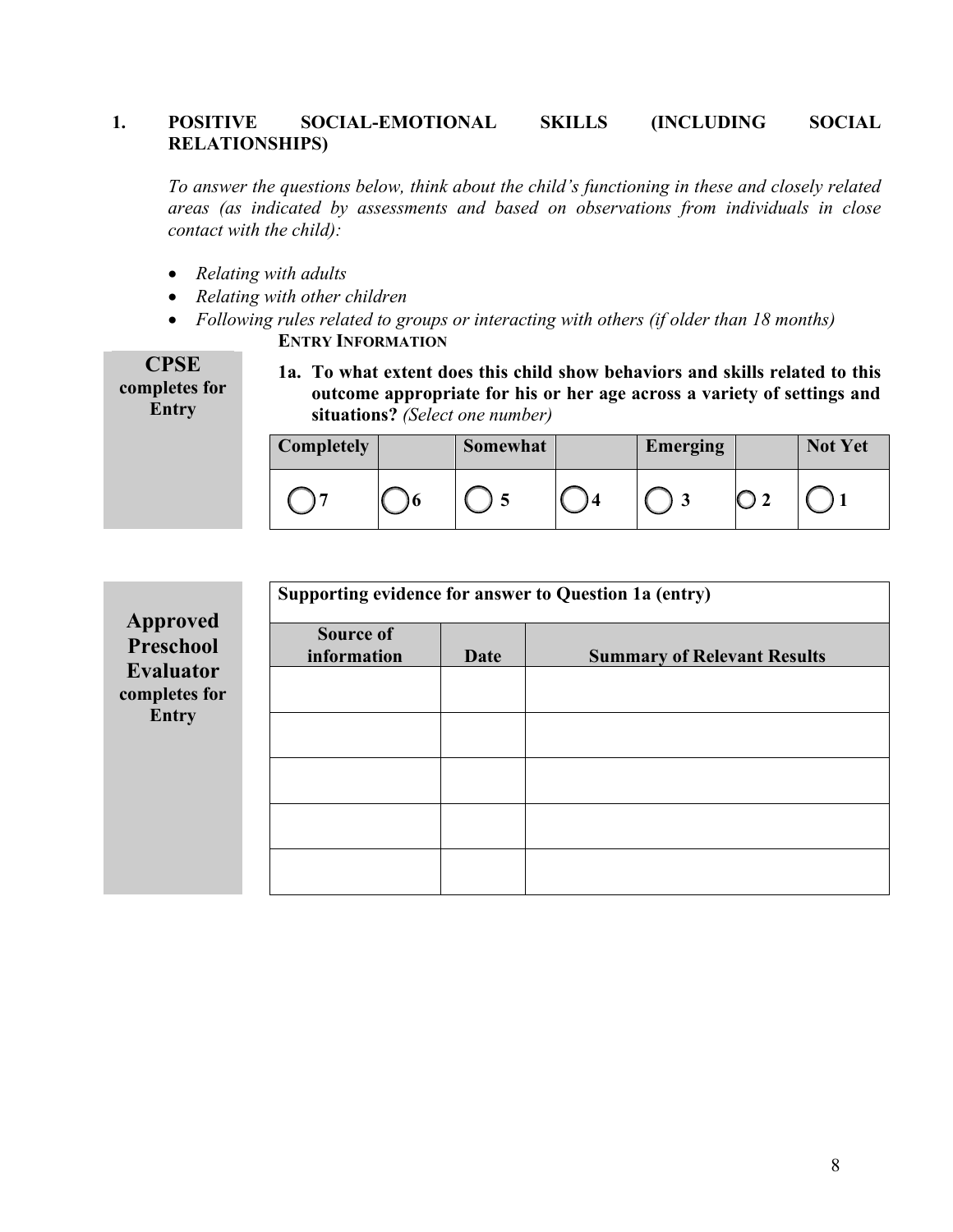## 1. POSITIVE SOCIAL-EMOTIONAL SKILLS (INCLUDING SOCIAL RELATIONSHIPS)

*To answer the questions below, think about the child's functioning in these and closely related areas (as indicated by assessments and based on observations from individuals in close contact with the child):*

- *Relating with adults*
- *Relating with other children*
- *Following rules related to groups or interacting with others (if older than 18 months)*

**ENTRY INFORMATION**

**CPSE completes for Entry**

**1a. To what extent does this child show behaviors and skills related to this outcome appropriate for his or her age across a variety of settings and situations?** *(Select one number)*

| Completely | | Somewhat | | Emerging | | Not Yet |
|---|---|---|---|---|---|---|
| ◯ 7 | ◯ 6 | ◯ 5 | ◯ 4 | ◯ 3 | ◯ 2 | ◯ 1 |

**Approved Preschool Evaluator completes for Entry**

**Supporting evidence for answer to Question 1a (entry)**

| Source of information | Date | Summary of Relevant Results |
|---|---|---|
| | | |
| | | |
| | | |
| | | |
| | | |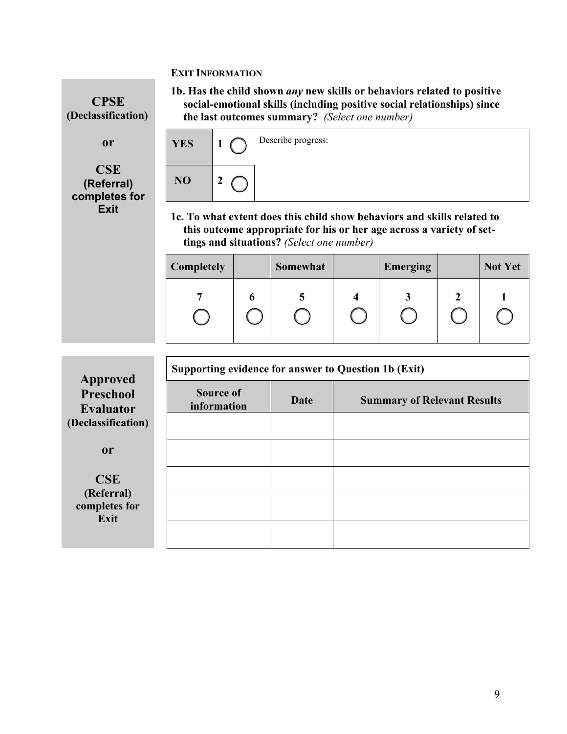**EXIT INFORMATION**

**CPSE (Declassification)**

**or**

**CSE (Referral) completes for Exit**

**1b. Has the child shown *any* new skills or behaviors related to positive social-emotional skills (including positive social relationships) since the last outcomes summary?** *(Select one number)*

| | | |
|---|---|---|
| **YES** | **1** ◯ | Describe progress: |
| **NO** | **2** ◯ | |

**1c. To what extent does this child show behaviors and skills related to this outcome appropriate for his or her age across a variety of settings and situations?** *(Select one number)*

| Completely | | Somewhat | | Emerging | | Not Yet |
|---|---|---|---|---|---|---|
| **7** ◯ | **6** ◯ | **5** ◯ | **4** ◯ | **3** ◯ | **2** ◯ | **1** ◯ |

**Approved Preschool Evaluator (Declassification)**

**or**

**CSE (Referral) completes for Exit**

**Supporting evidence for answer to Question 1b (Exit)**

| Source of information | Date | Summary of Relevant Results |
|---|---|---|
| | | |
| | | |
| | | |
| | | |
| | | |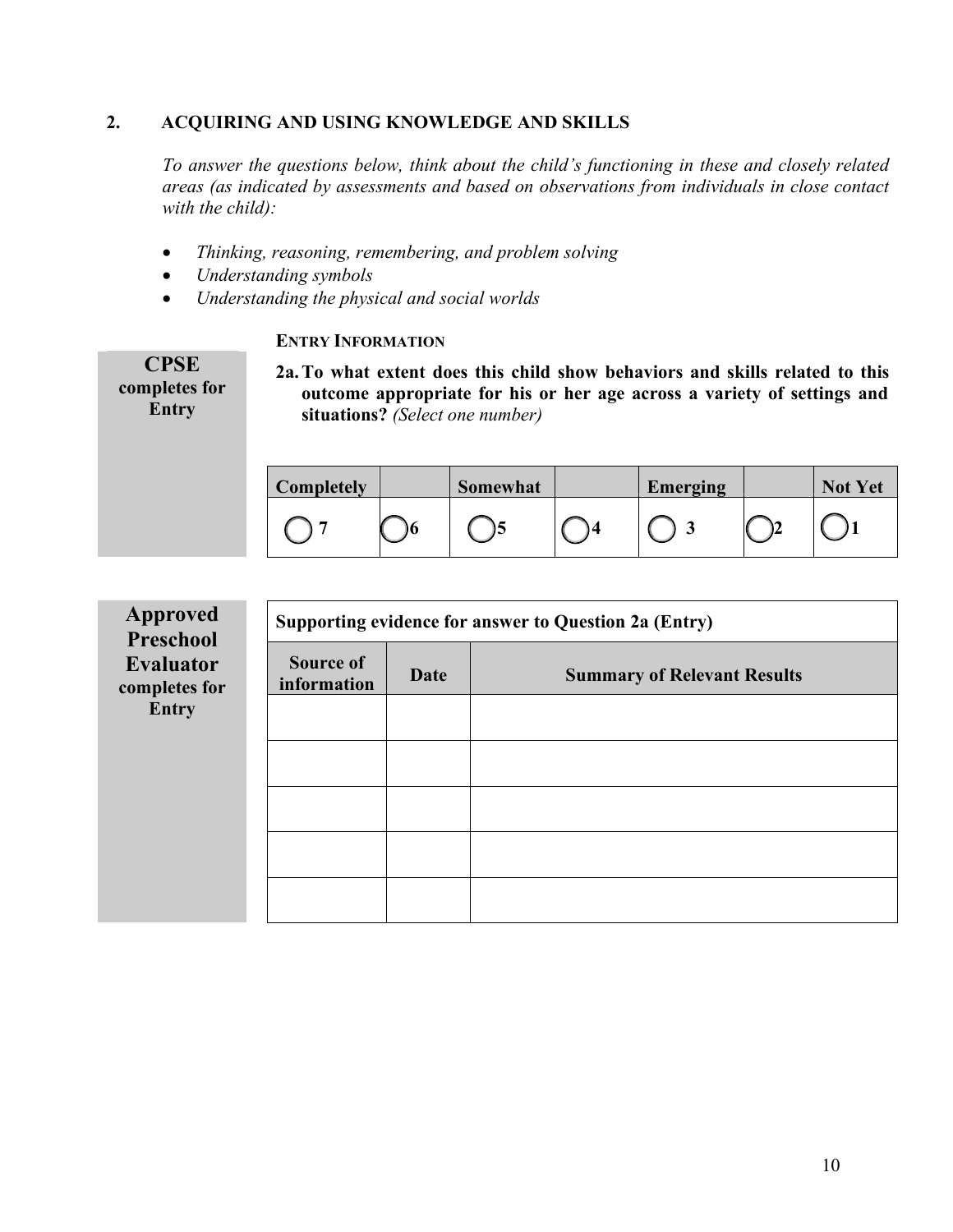## 2. ACQUIRING AND USING KNOWLEDGE AND SKILLS

*To answer the questions below, think about the child's functioning in these and closely related areas (as indicated by assessments and based on observations from individuals in close contact with the child):*

- *Thinking, reasoning, remembering, and problem solving*
- *Understanding symbols*
- *Understanding the physical and social worlds*

**CPSE completes for Entry**

**ENTRY INFORMATION**

**2a. To what extent does this child show behaviors and skills related to this outcome appropriate for his or her age across a variety of settings and situations?** *(Select one number)*

| Completely | | Somewhat | | Emerging | | Not Yet |
|---|---|---|---|---|---|---|
| ◯ 7 | ◯ 6 | ◯ 5 | ◯ 4 | ◯ 3 | ◯ 2 | ◯ 1 |

**Approved Preschool Evaluator completes for Entry**

| Supporting evidence for answer to Question 2a (Entry) | | |
|---|---|---|
| **Source of information** | **Date** | **Summary of Relevant Results** |
| | | |
| | | |
| | | |
| | | |
| | | |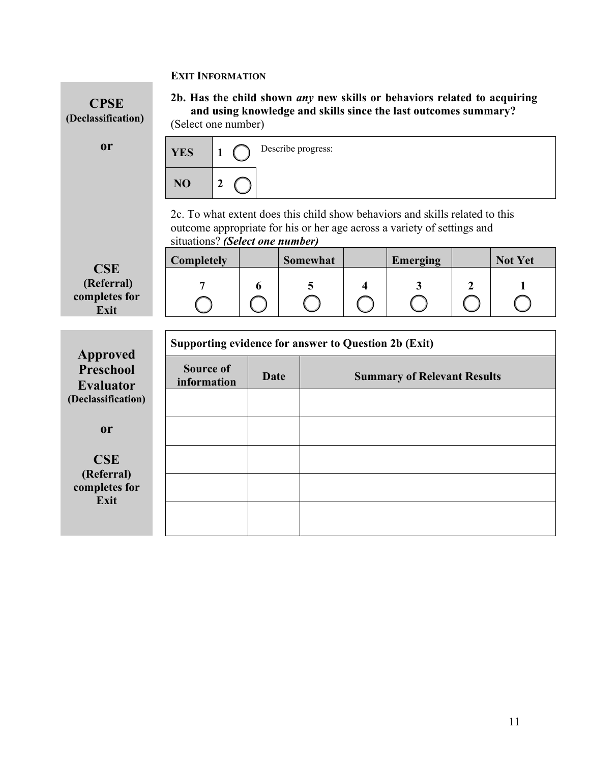**EXIT INFORMATION**

**CPSE (Declassification)**

**or**

**CSE (Referral) completes for Exit**

**2b. Has the child shown *any* new skills or behaviors related to acquiring and using knowledge and skills since the last outcomes summary?**
(Select one number)

| | | |
|---|---|---|
| **YES** | **1** ◯ | Describe progress: |
| **NO** | **2** ◯ | |

2c. To what extent does this child show behaviors and skills related to this outcome appropriate for his or her age across a variety of settings and situations? ***(Select one number)***

| Completely | | Somewhat | | Emerging | | Not Yet |
|---|---|---|---|---|---|---|
| 7 ◯ | 6 ◯ | 5 ◯ | 4 ◯ | 3 ◯ | 2 ◯ | 1 ◯ |

**Approved Preschool Evaluator (Declassification)**

**or**

**CSE (Referral) completes for Exit**

**Supporting evidence for answer to Question 2b (Exit)**

| Source of information | Date | Summary of Relevant Results |
|---|---|---|
| | | |
| | | |
| | | |
| | | |
| | | |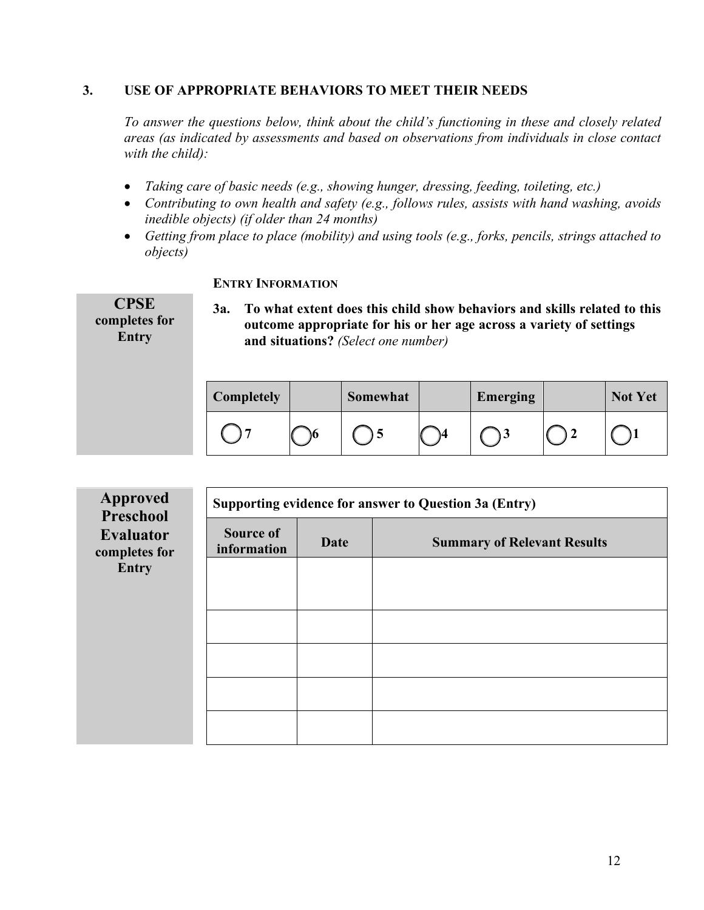## 3. USE OF APPROPRIATE BEHAVIORS TO MEET THEIR NEEDS

*To answer the questions below, think about the child's functioning in these and closely related areas (as indicated by assessments and based on observations from individuals in close contact with the child):*

- *Taking care of basic needs (e.g., showing hunger, dressing, feeding, toileting, etc.)*
- *Contributing to own health and safety (e.g., follows rules, assists with hand washing, avoids inedible objects) (if older than 24 months)*
- *Getting from place to place (mobility) and using tools (e.g., forks, pencils, strings attached to objects)*

**ENTRY INFORMATION**

**CPSE completes for Entry**

**3a. To what extent does this child show behaviors and skills related to this outcome appropriate for his or her age across a variety of settings and situations?** *(Select one number)*

| Completely | | Somewhat | | Emerging | | Not Yet |
|---|---|---|---|---|---|---|
| ◯ 7 | ◯ 6 | ◯ 5 | ◯ 4 | ◯ 3 | ◯ 2 | ◯ 1 |

**Approved Preschool Evaluator completes for Entry**

**Supporting evidence for answer to Question 3a (Entry)**

| Source of information | Date | Summary of Relevant Results |
|---|---|---|
| | | |
| | | |
| | | |
| | | |
| | | |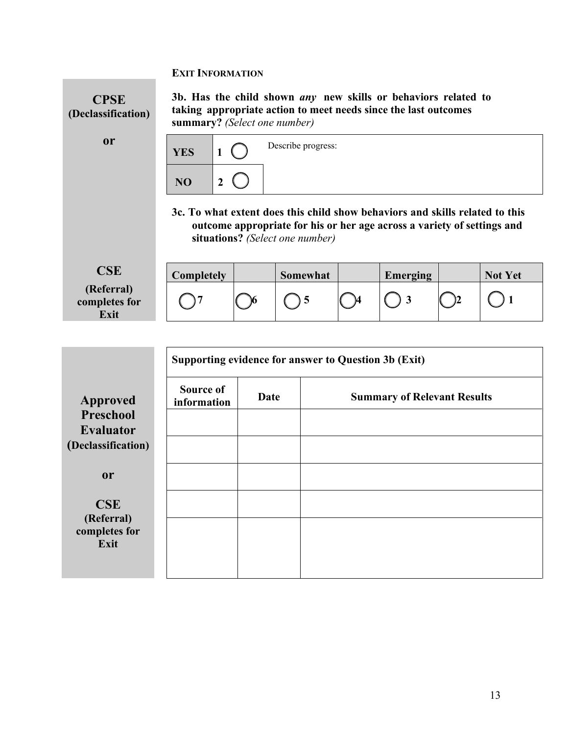### EXIT INFORMATION

**CPSE**
**(Declassification)**

**or**

**CSE**
**(Referral) completes for Exit**

**3b. Has the child shown *any* new skills or behaviors related to taking appropriate action to meet needs since the last outcomes summary?** *(Select one number)*

| | | |
|---|---|---|
| **YES** | **1** ◯ | Describe progress: |
| **NO** | **2** ◯ | |

**3c. To what extent does this child show behaviors and skills related to this outcome appropriate for his or her age across a variety of settings and situations?** *(Select one number)*

| **Completely** | | **Somewhat** | | **Emerging** | | **Not Yet** |
|---|---|---|---|---|---|---|
| ◯ **7** | ◯ **6** | ◯ **5** | ◯ **4** | ◯ **3** | ◯ **2** | ◯ **1** |

**Approved Preschool Evaluator**
**(Declassification)**

**or**

**CSE**
**(Referral) completes for Exit**

**Supporting evidence for answer to Question 3b (Exit)**

| **Source of information** | **Date** | **Summary of Relevant Results** |
|---|---|---|
| | | |
| | | |
| | | |
| | | |
| | | |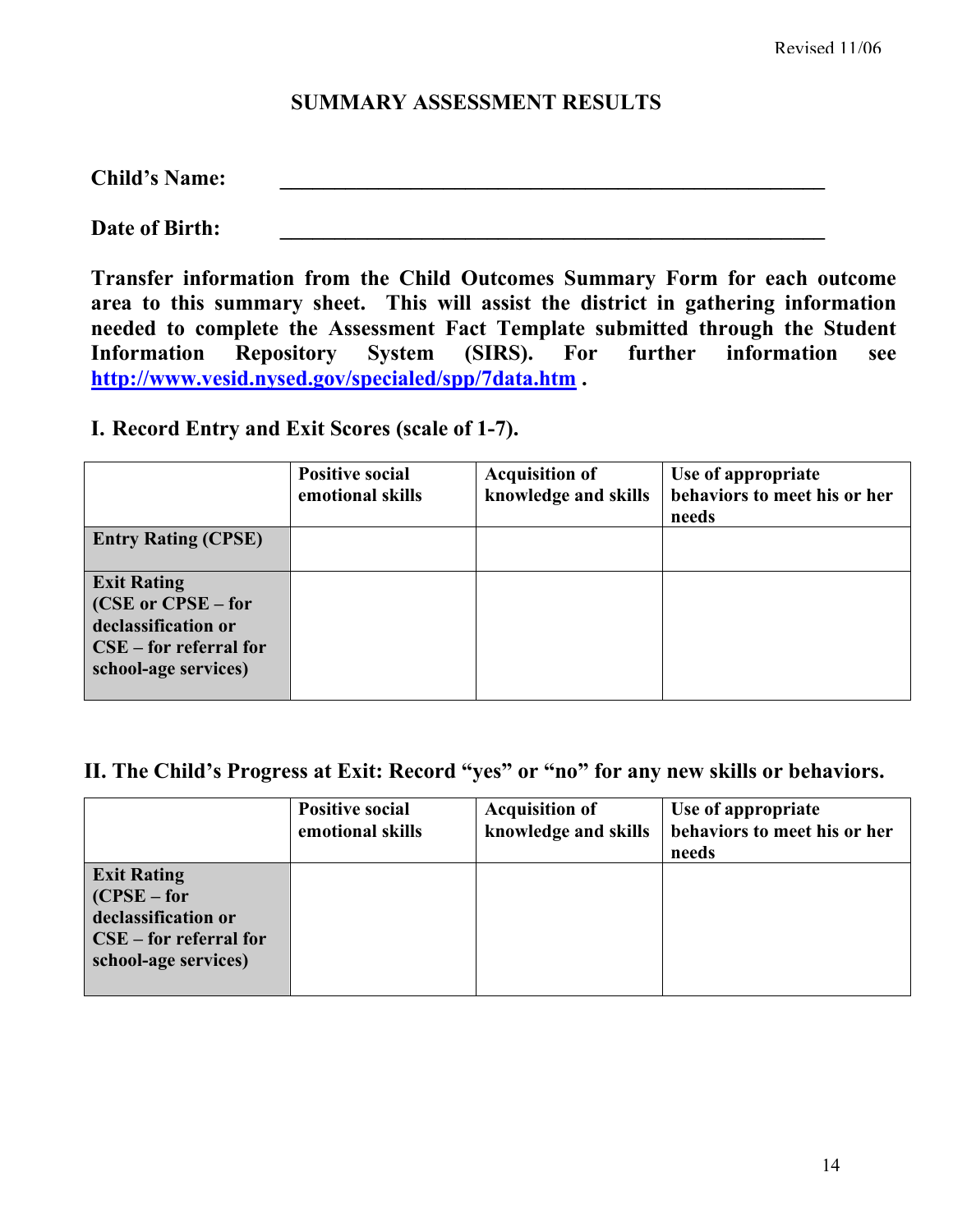## SUMMARY ASSESSMENT RESULTS

**Child's Name:** ___________________________________________________

**Date of Birth:** ___________________________________________________

**Transfer information from the Child Outcomes Summary Form for each outcome area to this summary sheet. This will assist the district in gathering information needed to complete the Assessment Fact Template submitted through the Student Information Repository System (SIRS). For further information see [http://www.vesid.nysed.gov/specialed/spp/7data.htm](http://www.vesid.nysed.gov/specialed/spp/7data.htm) .**

### I. Record Entry and Exit Scores (scale of 1-7).

| | Positive social emotional skills | Acquisition of knowledge and skills | Use of appropriate behaviors to meet his or her needs |
|---|---|---|---|
| **Entry Rating (CPSE)** | | | |
| **Exit Rating (CSE or CPSE – for declassification or CSE – for referral for school-age services)** | | | |

### II. The Child's Progress at Exit: Record "yes" or "no" for any new skills or behaviors.

| | Positive social emotional skills | Acquisition of knowledge and skills | Use of appropriate behaviors to meet his or her needs |
|---|---|---|---|
| **Exit Rating (CPSE – for declassification or CSE – for referral for school-age services)** | | | |